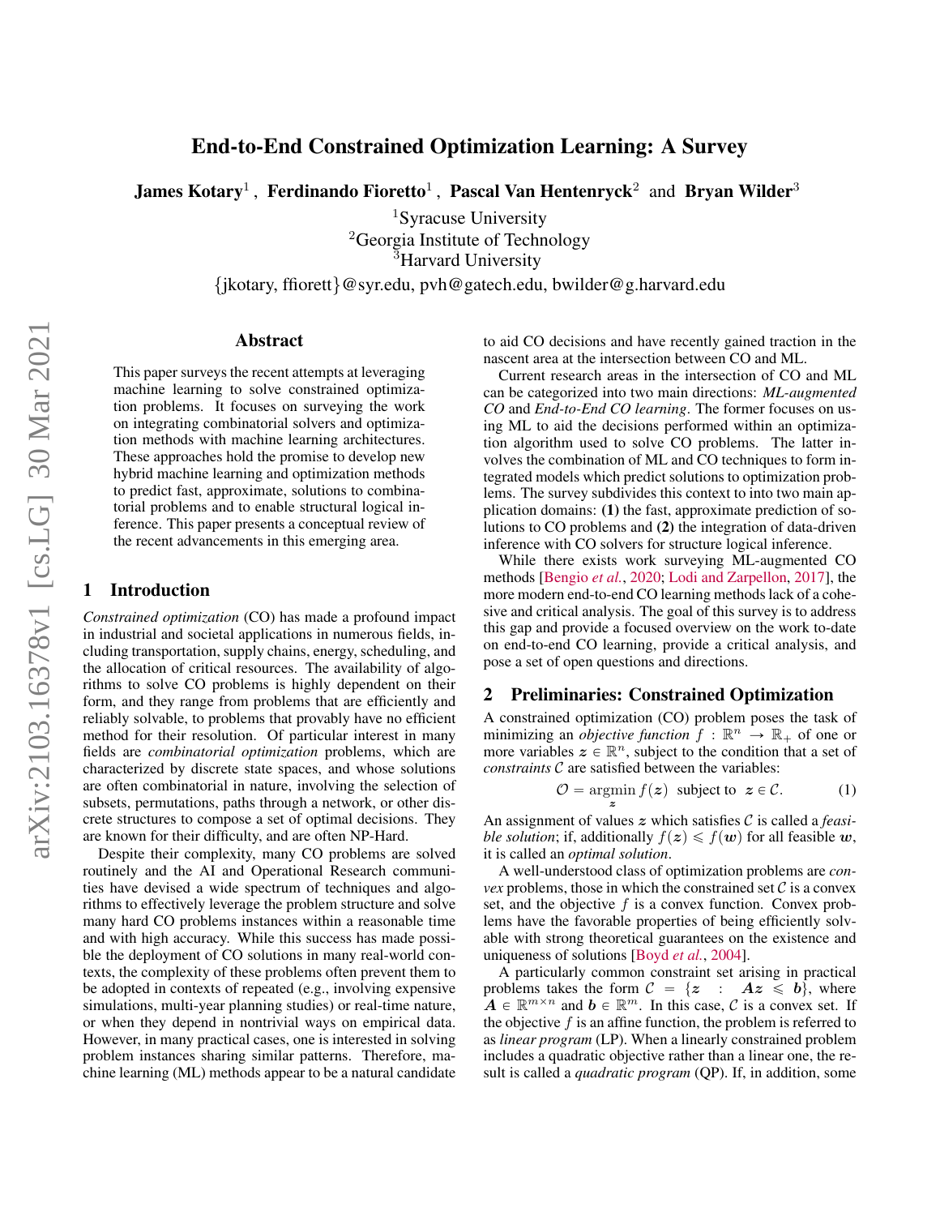# End-to-End Constrained Optimization Learning: A Survey

**James Kotary**[1], **Ferdinando Fioretto**[1], **Pascal Van Hentenryck**[2] and **Bryan Wilder**[3]

[1]Syracuse University
[2]Georgia Institute of Technology
[3]Harvard University

{jkotary, ffiorett}@syr.edu, pvh@gatech.edu, bwilder@g.harvard.edu

## Abstract

This paper surveys the recent attempts at leveraging machine learning to solve constrained optimization problems. It focuses on surveying the work on integrating combinatorial solvers and optimization methods with machine learning architectures. These approaches hold the promise to develop new hybrid machine learning and optimization methods to predict fast, approximate, solutions to combinatorial problems and to enable structural logical inference. This paper presents a conceptual review of the recent advancements in this emerging area.

## 1 Introduction

*Constrained optimization* (CO) has made a profound impact in industrial and societal applications in numerous fields, including transportation, supply chains, energy, scheduling, and the allocation of critical resources. The availability of algorithms to solve CO problems is highly dependent on their form, and they range from problems that are efficiently and reliably solvable, to problems that provably have no efficient method for their resolution. Of particular interest in many fields are *combinatorial optimization* problems, which are characterized by discrete state spaces, and whose solutions are often combinatorial in nature, involving the selection of subsets, permutations, paths through a network, or other discrete structures to compose a set of optimal decisions. They are known for their difficulty, and are often NP-Hard.

Despite their complexity, many CO problems are solved routinely and the AI and Operational Research communities have devised a wide spectrum of techniques and algorithms to effectively leverage the problem structure and solve many hard CO problems instances within a reasonable time and with high accuracy. While this success has made possible the deployment of CO solutions in many real-world contexts, the complexity of these problems often prevent them to be adopted in contexts of repeated (e.g., involving expensive simulations, multi-year planning studies) or real-time nature, or when they depend in nontrivial ways on empirical data. However, in many practical cases, one is interested in solving problem instances sharing similar patterns. Therefore, machine learning (ML) methods appear to be a natural candidate to aid CO decisions and have recently gained traction in the nascent area at the intersection between CO and ML.

Current research areas in the intersection of CO and ML can be categorized into two main directions: *ML-augmented CO* and *End-to-End CO learning*. The former focuses on using ML to aid the decisions performed within an optimization algorithm used to solve CO problems. The latter involves the combination of ML and CO techniques to form integrated models which predict solutions to optimization problems. The survey subdivides this context to into two main application domains: **(1)** the fast, approximate prediction of solutions to CO problems and **(2)** the integration of data-driven inference with CO solvers for structure logical inference.

While there exists work surveying ML-augmented CO methods [Bengio *et al.*, 2020; Lodi and Zarpellon, 2017], the more modern end-to-end CO learning methods lack of a cohesive and critical analysis. The goal of this survey is to address this gap and provide a focused overview on the work to-date on end-to-end CO learning, provide a critical analysis, and pose a set of open questions and directions.

## 2 Preliminaries: Constrained Optimization

A constrained optimization (CO) problem poses the task of minimizing an *objective function* $f : \mathbb{R}^n \to \mathbb{R}_+$ of one or more variables $\boldsymbol{z} \in \mathbb{R}^n$, subject to the condition that a set of *constraints* $\mathcal{C}$ are satisfied between the variables:

$$\mathcal{O} = \operatorname*{argmin}_{\boldsymbol{z}} f(\boldsymbol{z}) \;\; \text{subject to} \;\; \boldsymbol{z} \in \mathcal{C}. \tag{1}$$

An assignment of values $\boldsymbol{z}$ which satisfies $\mathcal{C}$ is called a *feasible solution*; if, additionally $f(\boldsymbol{z}) \leqslant f(\boldsymbol{w})$ for all feasible $\boldsymbol{w}$, it is called an *optimal solution*.

A well-understood class of optimization problems are *convex* problems, those in which the constrained set $\mathcal{C}$ is a convex set, and the objective $f$ is a convex function. Convex problems have the favorable properties of being efficiently solvable with strong theoretical guarantees on the existence and uniqueness of solutions [Boyd *et al.*, 2004].

A particularly common constraint set arising in practical problems takes the form $\mathcal{C} = \{\boldsymbol{z} \;:\; \boldsymbol{A}\boldsymbol{z} \leqslant \boldsymbol{b}\}$, where $\boldsymbol{A} \in \mathbb{R}^{m \times n}$ and $\boldsymbol{b} \in \mathbb{R}^m$. In this case, $\mathcal{C}$ is a convex set. If the objective $f$ is an affine function, the problem is referred to as *linear program* (LP). When a linearly constrained problem includes a quadratic objective rather than a linear one, the result is called a *quadratic program* (QP). If, in addition, some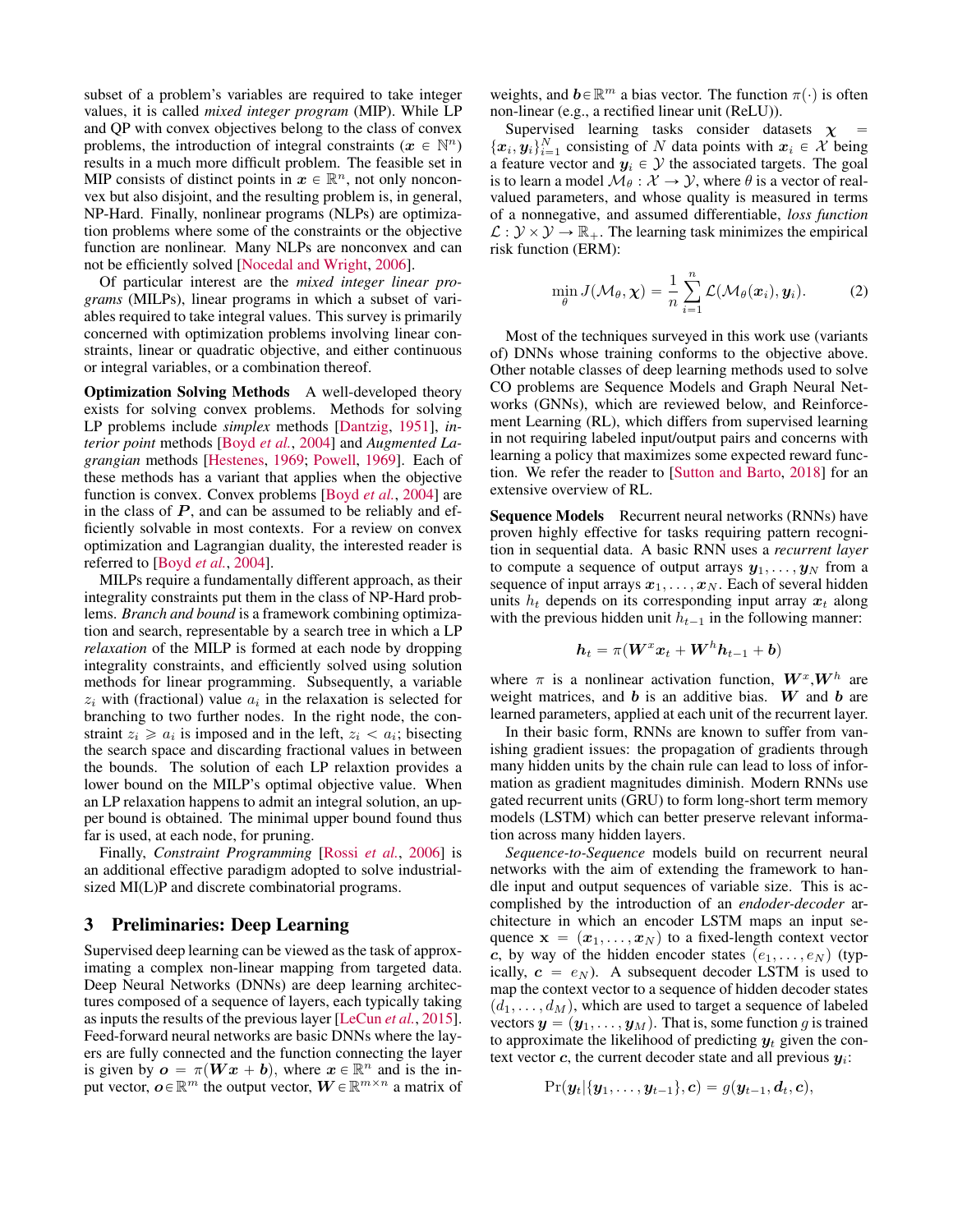subset of a problem's variables are required to take integer values, it is called *mixed integer program* (MIP). While LP and QP with convex objectives belong to the class of convex problems, the introduction of integral constraints ($\boldsymbol{x} \in \mathbb{N}^n$) results in a much more difficult problem. The feasible set in MIP consists of distinct points in $\boldsymbol{x} \in \mathbb{R}^n$, not only nonconvex but also disjoint, and the resulting problem is, in general, NP-Hard. Finally, nonlinear programs (NLPs) are optimization problems where some of the constraints or the objective function are nonlinear. Many NLPs are nonconvex and can not be efficiently solved [Nocedal and Wright, 2006].

Of particular interest are the *mixed integer linear programs* (MILPs), linear programs in which a subset of variables required to take integral values. This survey is primarily concerned with optimization problems involving linear constraints, linear or quadratic objective, and either continuous or integral variables, or a combination thereof.

**Optimization Solving Methods** A well-developed theory exists for solving convex problems. Methods for solving LP problems include *simplex* methods [Dantzig, 1951], *interior point* methods [Boyd *et al.*, 2004] and *Augmented Lagrangian* methods [Hestenes, 1969; Powell, 1969]. Each of these methods has a variant that applies when the objective function is convex. Convex problems [Boyd *et al.*, 2004] are in the class of $\boldsymbol{P}$, and can be assumed to be reliably and efficiently solvable in most contexts. For a review on convex optimization and Lagrangian duality, the interested reader is referred to [Boyd *et al.*, 2004].

MILPs require a fundamentally different approach, as their integrality constraints put them in the class of NP-Hard problems. *Branch and bound* is a framework combining optimization and search, representable by a search tree in which a LP *relaxation* of the MILP is formed at each node by dropping integrality constraints, and efficiently solved using solution methods for linear programming. Subsequently, a variable $z_i$ with (fractional) value $a_i$ in the relaxation is selected for branching to two further nodes. In the right node, the constraint $z_i \geqslant a_i$ is imposed and in the left, $z_i < a_i$; bisecting the search space and discarding fractional values in between the bounds. The solution of each LP relaxtion provides a lower bound on the MILP's optimal objective value. When an LP relaxation happens to admit an integral solution, an upper bound is obtained. The minimal upper bound found thus far is used, at each node, for pruning.

Finally, *Constraint Programming* [Rossi *et al.*, 2006] is an additional effective paradigm adopted to solve industrial-sized MI(L)P and discrete combinatorial programs.

## 3 Preliminaries: Deep Learning

Supervised deep learning can be viewed as the task of approximating a complex non-linear mapping from targeted data. Deep Neural Networks (DNNs) are deep learning architectures composed of a sequence of layers, each typically taking as inputs the results of the previous layer [LeCun *et al.*, 2015]. Feed-forward neural networks are basic DNNs where the layers are fully connected and the function connecting the layer is given by $\boldsymbol{o} = \pi(\boldsymbol{W}\boldsymbol{x} + \boldsymbol{b})$, where $\boldsymbol{x} \in \mathbb{R}^n$ and is the input vector, $\boldsymbol{o} \in \mathbb{R}^m$ the output vector, $\boldsymbol{W} \in \mathbb{R}^{m \times n}$ a matrix of weights, and $\boldsymbol{b} \in \mathbb{R}^m$ a bias vector. The function $\pi(\cdot)$ is often non-linear (e.g., a rectified linear unit (ReLU)).

Supervised learning tasks consider datasets $\boldsymbol{\chi} = \{\boldsymbol{x}_i, \boldsymbol{y}_i\}_{i=1}^N$ consisting of $N$ data points with $\boldsymbol{x}_i \in \mathcal{X}$ being a feature vector and $\boldsymbol{y}_i \in \mathcal{Y}$ the associated targets. The goal is to learn a model $\mathcal{M}_\theta : \mathcal{X} \to \mathcal{Y}$, where $\theta$ is a vector of real-valued parameters, and whose quality is measured in terms of a nonnegative, and assumed differentiable, *loss function* $\mathcal{L} : \mathcal{Y} \times \mathcal{Y} \to \mathbb{R}_+$. The learning task minimizes the empirical risk function (ERM):

$$\min_\theta J(\mathcal{M}_\theta, \boldsymbol{\chi}) = \frac{1}{n} \sum_{i=1}^{n} \mathcal{L}(\mathcal{M}_\theta(\boldsymbol{x}_i), \boldsymbol{y}_i). \tag{2}$$

Most of the techniques surveyed in this work use (variants of) DNNs whose training conforms to the objective above. Other notable classes of deep learning methods used to solve CO problems are Sequence Models and Graph Neural Networks (GNNs), which are reviewed below, and Reinforcement Learning (RL), which differs from supervised learning in not requiring labeled input/output pairs and concerns with learning a policy that maximizes some expected reward function. We refer the reader to [Sutton and Barto, 2018] for an extensive overview of RL.

**Sequence Models** Recurrent neural networks (RNNs) have proven highly effective for tasks requiring pattern recognition in sequential data. A basic RNN uses a *recurrent layer* to compute a sequence of output arrays $\boldsymbol{y}_1, \ldots, \boldsymbol{y}_N$ from a sequence of input arrays $\boldsymbol{x}_1, \ldots, \boldsymbol{x}_N$. Each of several hidden units $h_t$ depends on its corresponding input array $\boldsymbol{x}_t$ along with the previous hidden unit $h_{t-1}$ in the following manner:

$$\boldsymbol{h_t} = \pi(\boldsymbol{W}^x \boldsymbol{x}_t + \boldsymbol{W}^h \boldsymbol{h}_{t-1} + \boldsymbol{b})$$

where $\pi$ is a nonlinear activation function, $\boldsymbol{W}^x$,$\boldsymbol{W}^h$ are weight matrices, and $\boldsymbol{b}$ is an additive bias. $\boldsymbol{W}$ and $\boldsymbol{b}$ are learned parameters, applied at each unit of the recurrent layer.

In their basic form, RNNs are known to suffer from vanishing gradient issues: the propagation of gradients through many hidden units by the chain rule can lead to loss of information as gradient magnitudes diminish. Modern RNNs use gated recurrent units (GRU) to form long-short term memory models (LSTM) which can better preserve relevant information across many hidden layers.

*Sequence-to-Sequence* models build on recurrent neural networks with the aim of extending the framework to handle input and output sequences of variable size. This is accomplished by the introduction of an *endoder-decoder* architecture in which an encoder LSTM maps an input sequence $\mathbf{x} = (\boldsymbol{x}_1, \ldots, \boldsymbol{x}_N)$ to a fixed-length context vector $\boldsymbol{c}$, by way of the hidden encoder states $(e_1, \ldots, e_N)$ (typically, $\boldsymbol{c} = e_N$). A subsequent decoder LSTM is used to map the context vector to a sequence of hidden decoder states $(d_1, \ldots, d_M)$, which are used to target a sequence of labeled vectors $\boldsymbol{y} = (\boldsymbol{y}_1, \ldots, \boldsymbol{y}_M)$. That is, some function $g$ is trained to approximate the likelihood of predicting $\boldsymbol{y}_t$ given the context vector $\boldsymbol{c}$, the current decoder state and all previous $\boldsymbol{y}_i$:

$$\Pr(\boldsymbol{y}_t | \{\boldsymbol{y}_1, \ldots, \boldsymbol{y}_{t-1}\}, \boldsymbol{c}) = g(\boldsymbol{y}_{t-1}, \boldsymbol{d}_t, \boldsymbol{c}),$$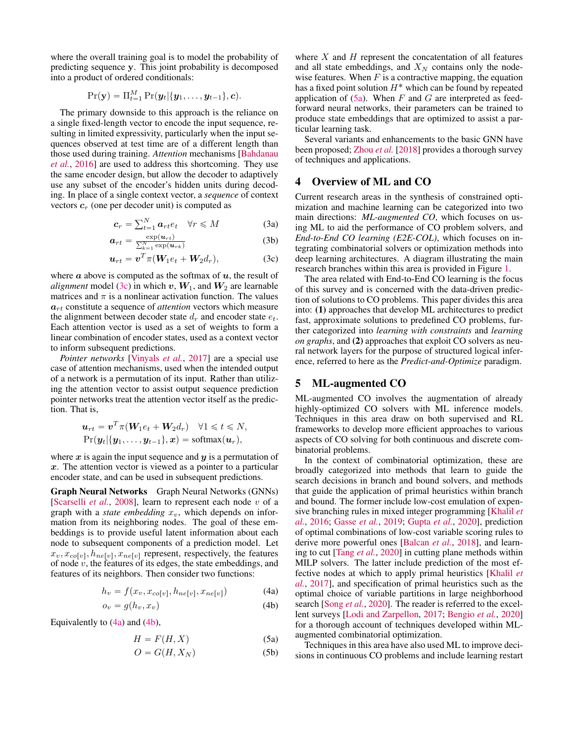where the overall training goal is to model the probability of predicting sequence $\mathbf{y}$. This joint probability is decomposed into a product of ordered conditionals:

$$\Pr(\mathbf{y}) = \Pi_{t=1}^{M} \Pr(\boldsymbol{y}_t | \{\boldsymbol{y}_1, \ldots, \boldsymbol{y}_{t-1}\}, \boldsymbol{c}).$$

The primary downside to this approach is the reliance on a single fixed-length vector to encode the input sequence, resulting in limited expressivity, particularly when the input sequences observed at test time are of a different length than those used during training. *Attention* mechanisms [Bahdanau *et al.*, 2016] are used to address this shortcoming. They use the same encoder design, but allow the decoder to adaptively use any subset of the encoder's hidden units during decoding. In place of a single context vector, a *sequence* of context vectors $\boldsymbol{c}_r$ (one per decoder unit) is computed as

$$\boldsymbol{c}_r = \textstyle\sum_{t=1}^{N} \boldsymbol{a}_{rt} e_t \quad \forall r \leqslant M \tag{3a}$$

$$\boldsymbol{a}_{rt} = \frac{\exp(\boldsymbol{u}_{rt})}{\sum_{k=1}^{N} \exp(\boldsymbol{u}_{rk})} \tag{3b}$$

$$\boldsymbol{u}_{rt} = \boldsymbol{v}^T \pi(\boldsymbol{W}_1 e_t + \boldsymbol{W}_2 d_r), \tag{3c}$$

where $\boldsymbol{a}$ above is computed as the softmax of $\boldsymbol{u}$, the result of *alignment* model (3c) in which $\boldsymbol{v}$, $\boldsymbol{W}_1$, and $\boldsymbol{W}_2$ are learnable matrices and $\pi$ is a nonlinear activation function. The values $\boldsymbol{a}_{rt}$ constitute a sequence of *attention* vectors which measure the alignment between decoder state $d_r$ and encoder state $e_t$. Each attention vector is used as a set of weights to form a linear combination of encoder states, used as a context vector to inform subsequent predictions.

*Pointer networks* [Vinyals *et al.*, 2017] are a special use case of attention mechanisms, used when the intended output of a network is a permutation of its input. Rather than utilizing the attention vector to assist output sequence prediction pointer networks treat the attention vector itself as the prediction. That is,

$$\boldsymbol{u}_{rt} = \boldsymbol{v}^T \pi(\boldsymbol{W}_1 e_t + \boldsymbol{W}_2 d_r) \quad \forall 1 \leqslant t \leqslant N,$$
$$\Pr(\boldsymbol{y}_t | \{\boldsymbol{y}_1, \ldots, \boldsymbol{y}_{t-1}\}, \boldsymbol{x}) = \text{softmax}(\boldsymbol{u}_r),$$

where $\boldsymbol{x}$ is again the input sequence and $\boldsymbol{y}$ is a permutation of $\boldsymbol{x}$. The attention vector is viewed as a pointer to a particular encoder state, and can be used in subsequent predictions.

**Graph Neural Networks** Graph Neural Networks (GNNs) [Scarselli *et al.*, 2008], learn to represent each node $v$ of a graph with a *state embedding* $x_v$, which depends on information from its neighboring nodes. The goal of these embeddings is to provide useful latent information about each node to subsequent components of a prediction model. Let $x_v, x_{co[v]}, h_{ne[v]}, x_{ne[v]}$ represent, respectively, the features of node $v$, the features of its edges, the state embeddings, and features of its neighbors. Then consider two functions:

$$h_v = f(x_v, x_{co[v]}, h_{ne[v]}, x_{ne[v]}) \tag{4a}$$

$$o_v = g(h_v, x_v) \tag{4b}$$

Equivalently to (4a) and (4b),

$$H = F(H, X) \tag{5a}$$

$$O = G(H, X_N) \tag{5b}$$

where $X$ and $H$ represent the concatentation of all features and all state embeddings, and $X_N$ contains only the nodewise features. When $F$ is a contractive mapping, the equation has a fixed point solution $H^*$ which can be found by repeated application of (5a). When $F$ and $G$ are interpreted as feedforward neural networks, their parameters can be trained to produce state embeddings that are optimized to assist a particular learning task.

Several variants and enhancements to the basic GNN have been proposed; Zhou *et al.* [2018] provides a thorough survey of techniques and applications.

## 4 Overview of ML and CO

Current research areas in the synthesis of constrained optimization and machine learning can be categorized into two main directions: *ML-augmented CO*, which focuses on using ML to aid the performance of CO problem solvers, and *End-to-End CO learning (E2E-COL)*, which focuses on integrating combinatorial solvers or optimization methods into deep learning architectures. A diagram illustrating the main research branches within this area is provided in Figure 1.

The area related with End-to-End CO learning is the focus of this survey and is concerned with the data-driven prediction of solutions to CO problems. This paper divides this area into: **(1)** approaches that develop ML architectures to predict fast, approximate solutions to predefined CO problems, further categorized into *learning with constraints* and *learning on graphs*, and **(2)** approaches that exploit CO solvers as neural network layers for the purpose of structured logical inference, referred to here as the *Predict-and-Optimize* paradigm.

## 5 ML-augmented CO

ML-augmented CO involves the augmentation of already highly-optimized CO solvers with ML inference models. Techniques in this area draw on both supervised and RL frameworks to develop more efficient approaches to various aspects of CO solving for both continuous and discrete combinatorial problems.

In the context of combinatorial optimization, these are broadly categorized into methods that learn to guide the search decisions in branch and bound solvers, and methods that guide the application of primal heuristics within branch and bound. The former include low-cost emulation of expensive branching rules in mixed integer programming [Khalil *et al.*, 2016; Gasse *et al.*, 2019; Gupta *et al.*, 2020], prediction of optimal combinations of low-cost variable scoring rules to derive more powerful ones [Balcan *et al.*, 2018], and learning to cut [Tang *et al.*, 2020] in cutting plane methods within MILP solvers. The latter include prediction of the most effective nodes at which to apply primal heuristics [Khalil *et al.*, 2017], and specification of primal heuristics such as the optimal choice of variable partitions in large neighborhood search [Song *et al.*, 2020]. The reader is referred to the excellent surveys [Lodi and Zarpellon, 2017; Bengio *et al.*, 2020] for a thorough account of techniques developed within ML-augmented combinatorial optimization.

Techniques in this area have also used ML to improve decisions in continuous CO problems and include learning restart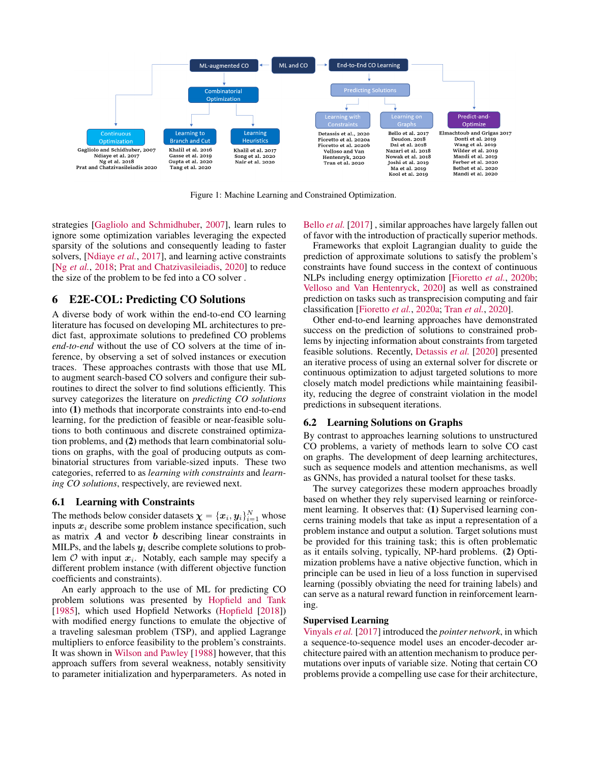Figure 1: Machine Learning and Constrained Optimization.

strategies [Gagliolo and Schmidhuber, 2007], learn rules to ignore some optimization variables leveraging the expected sparsity of the solutions and consequently leading to faster solvers, [Ndiaye *et al.*, 2017], and learning active constraints [Ng *et al.*, 2018; Prat and Chatzivasileiadis, 2020] to reduce the size of the problem to be fed into a CO solver .

## 6 E2E-COL: Predicting CO Solutions

A diverse body of work within the end-to-end CO learning literature has focused on developing ML architectures to predict fast, approximate solutions to predefined CO problems *end-to-end* without the use of CO solvers at the time of inference, by observing a set of solved instances or execution traces. These approaches contrasts with those that use ML to augment search-based CO solvers and configure their subroutines to direct the solver to find solutions efficiently. This survey categorizes the literature on *predicting CO solutions* into **(1)** methods that incorporate constraints into end-to-end learning, for the prediction of feasible or near-feasible solutions to both continuous and discrete constrained optimization problems, and **(2)** methods that learn combinatorial solutions on graphs, with the goal of producing outputs as combinatorial structures from variable-sized inputs. These two categories, referred to as *learning with constraints* and *learning CO solutions*, respectively, are reviewed next.

### 6.1 Learning with Constraints

The methods below consider datasets $\boldsymbol{\chi} = \{\boldsymbol{x}_i, \boldsymbol{y}_i\}_{i=1}^N$ whose inputs $\boldsymbol{x}_i$ describe some problem instance specification, such as matrix $\boldsymbol{A}$ and vector $\boldsymbol{b}$ describing linear constraints in MILPs, and the labels $\boldsymbol{y}_i$ describe complete solutions to problem $\mathcal{O}$ with input $\boldsymbol{x}_i$. Notably, each sample may specify a different problem instance (with different objective function coefficients and constraints).

An early approach to the use of ML for predicting CO problem solutions was presented by Hopfield and Tank [1985], which used Hopfield Networks (Hopfield [2018]) with modified energy functions to emulate the objective of a traveling salesman problem (TSP), and applied Lagrange multipliers to enforce feasibility to the problem's constraints. It was shown in Wilson and Pawley [1988] however, that this approach suffers from several weakness, notably sensitivity to parameter initialization and hyperparameters. As noted in Bello *et al.* [2017] , similar approaches have largely fallen out of favor with the introduction of practically superior methods.

Frameworks that exploit Lagrangian duality to guide the prediction of approximate solutions to satisfy the problem's constraints have found success in the context of continuous NLPs including energy optimization [Fioretto *et al.*, 2020b; Velloso and Van Hentenryck, 2020] as well as constrained prediction on tasks such as transprecision computing and fair classification [Fioretto *et al.*, 2020a; Tran *et al.*, 2020].

Other end-to-end learning approaches have demonstrated success on the prediction of solutions to constrained problems by injecting information about constraints from targeted feasible solutions. Recently, Detassis *et al.* [2020] presented an iterative process of using an external solver for discrete or continuous optimization to adjust targeted solutions to more closely match model predictions while maintaining feasibility, reducing the degree of constraint violation in the model predictions in subsequent iterations.

### 6.2 Learning Solutions on Graphs

By contrast to approaches learning solutions to unstructured CO problems, a variety of methods learn to solve CO cast on graphs. The development of deep learning architectures, such as sequence models and attention mechanisms, as well as GNNs, has provided a natural toolset for these tasks.

The survey categorizes these modern approaches broadly based on whether they rely supervised learning or reinforcement learning. It observes that: **(1)** Supervised learning concerns training models that take as input a representation of a problem instance and output a solution. Target solutions must be provided for this training task; this is often problematic as it entails solving, typically, NP-hard problems. **(2)** Optimization problems have a native objective function, which in principle can be used in lieu of a loss function in supervised learning (possibly obviating the need for training labels) and can serve as a natural reward function in reinforcement learning.

**Supervised Learning**

Vinyals *et al.* [2017] introduced the *pointer network*, in which a sequence-to-sequence model uses an encoder-decoder architecture paired with an attention mechanism to produce permutations over inputs of variable size. Noting that certain CO problems provide a compelling use case for their architecture,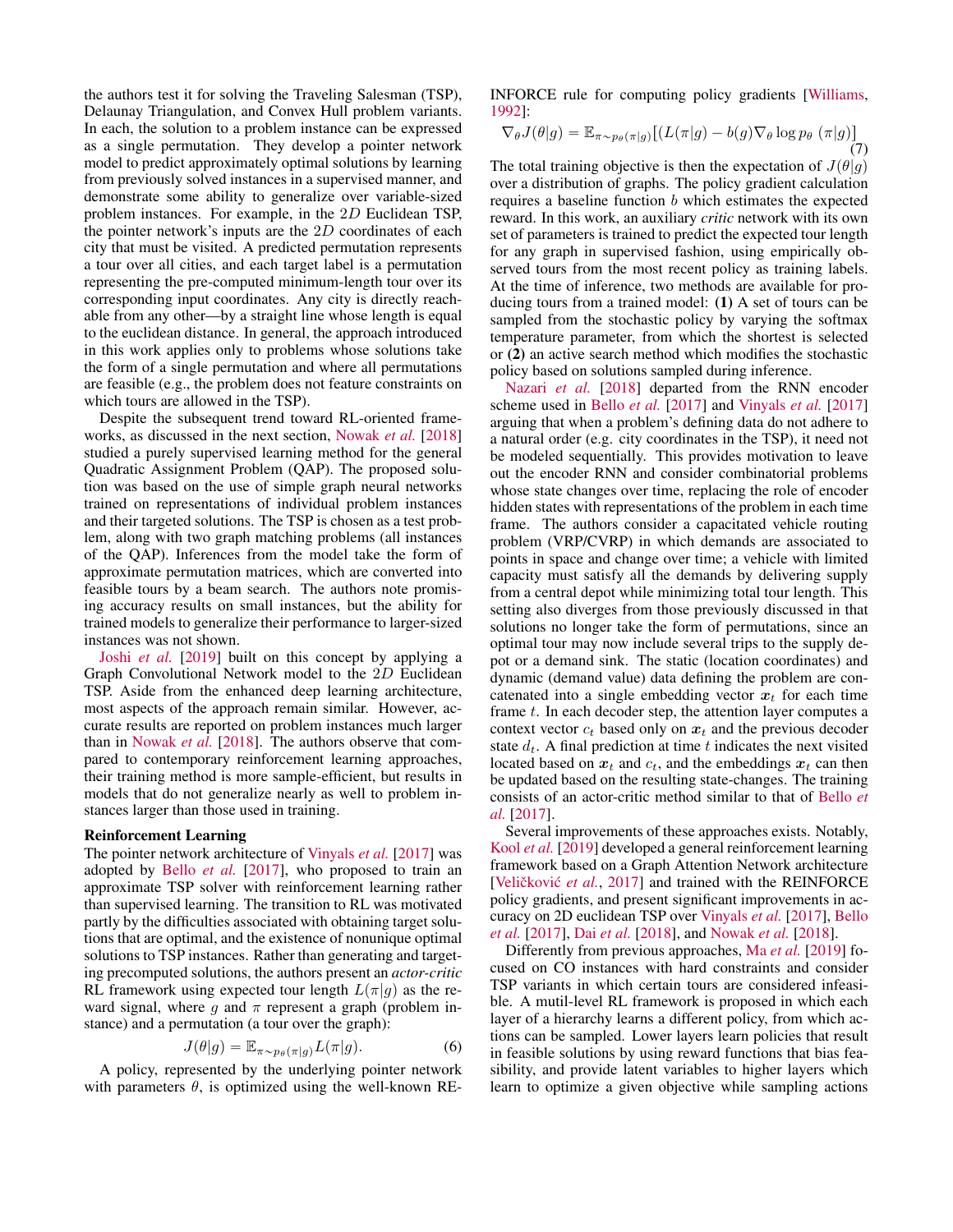the authors test it for solving the Traveling Salesman (TSP), Delaunay Triangulation, and Convex Hull problem variants. In each, the solution to a problem instance can be expressed as a single permutation. They develop a pointer network model to predict approximately optimal solutions by learning from previously solved instances in a supervised manner, and demonstrate some ability to generalize over variable-sized problem instances. For example, in the $2D$ Euclidean TSP, the pointer network's inputs are the $2D$ coordinates of each city that must be visited. A predicted permutation represents a tour over all cities, and each target label is a permutation representing the pre-computed minimum-length tour over its corresponding input coordinates. Any city is directly reachable from any other—by a straight line whose length is equal to the euclidean distance. In general, the approach introduced in this work applies only to problems whose solutions take the form of a single permutation and where all permutations are feasible (e.g., the problem does not feature constraints on which tours are allowed in the TSP).

Despite the subsequent trend toward RL-oriented frameworks, as discussed in the next section, Nowak *et al.* [2018] studied a purely supervised learning method for the general Quadratic Assignment Problem (QAP). The proposed solution was based on the use of simple graph neural networks trained on representations of individual problem instances and their targeted solutions. The TSP is chosen as a test problem, along with two graph matching problems (all instances of the QAP). Inferences from the model take the form of approximate permutation matrices, which are converted into feasible tours by a beam search. The authors note promising accuracy results on small instances, but the ability for trained models to generalize their performance to larger-sized instances was not shown.

Joshi *et al.* [2019] built on this concept by applying a Graph Convolutional Network model to the $2D$ Euclidean TSP. Aside from the enhanced deep learning architecture, most aspects of the approach remain similar. However, accurate results are reported on problem instances much larger than in Nowak *et al.* [2018]. The authors observe that compared to contemporary reinforcement learning approaches, their training method is more sample-efficient, but results in models that do not generalize nearly as well to problem instances larger than those used in training.

**Reinforcement Learning**

The pointer network architecture of Vinyals *et al.* [2017] was adopted by Bello *et al.* [2017], who proposed to train an approximate TSP solver with reinforcement learning rather than supervised learning. The transition to RL was motivated partly by the difficulties associated with obtaining target solutions that are optimal, and the existence of nonunique optimal solutions to TSP instances. Rather than generating and targeting precomputed solutions, the authors present an *actor-critic* RL framework using expected tour length $L(\pi|g)$ as the reward signal, where $g$ and $\pi$ represent a graph (problem instance) and a permutation (a tour over the graph):

$$J(\theta|g) = \mathbb{E}_{\pi \sim p_\theta(\pi|g)} L(\pi|g). \tag{6}$$

A policy, represented by the underlying pointer network with parameters $\theta$, is optimized using the well-known REINFORCE rule for computing policy gradients [Williams, 1992]:

$$\nabla_\theta J(\theta|g) = \mathbb{E}_{\pi \sim p_\theta(\pi|g)} [(L(\pi|g) - b(g) \nabla_\theta \log p_\theta\ (\pi|g)] \tag{7}$$

The total training objective is then the expectation of $J(\theta|g)$ over a distribution of graphs. The policy gradient calculation requires a baseline function $b$ which estimates the expected reward. In this work, an auxiliary *critic* network with its own set of parameters is trained to predict the expected tour length for any graph in supervised fashion, using empirically observed tours from the most recent policy as training labels. At the time of inference, two methods are available for producing tours from a trained model: **(1)** A set of tours can be sampled from the stochastic policy by varying the softmax temperature parameter, from which the shortest is selected or **(2)** an active search method which modifies the stochastic policy based on solutions sampled during inference.

Nazari *et al.* [2018] departed from the RNN encoder scheme used in Bello *et al.* [2017] and Vinyals *et al.* [2017] arguing that when a problem's defining data do not adhere to a natural order (e.g. city coordinates in the TSP), it need not be modeled sequentially. This provides motivation to leave out the encoder RNN and consider combinatorial problems whose state changes over time, replacing the role of encoder hidden states with representations of the problem in each time frame. The authors consider a capacitated vehicle routing problem (VRP/CVRP) in which demands are associated to points in space and change over time; a vehicle with limited capacity must satisfy all the demands by delivering supply from a central depot while minimizing total tour length. This setting also diverges from those previously discussed in that solutions no longer take the form of permutations, since an optimal tour may now include several trips to the supply depot or a demand sink. The static (location coordinates) and dynamic (demand value) data defining the problem are concatenated into a single embedding vector $\boldsymbol{x}_t$ for each time frame $t$. In each decoder step, the attention layer computes a context vector $c_t$ based only on $\boldsymbol{x}_t$ and the previous decoder state $d_t$. A final prediction at time $t$ indicates the next visited located based on $\boldsymbol{x}_t$ and $c_t$, and the embeddings $\boldsymbol{x}_t$ can then be updated based on the resulting state-changes. The training consists of an actor-critic method similar to that of Bello *et al.* [2017].

Several improvements of these approaches exists. Notably, Kool *et al.* [2019] developed a general reinforcement learning framework based on a Graph Attention Network architecture [Veličković *et al.*, 2017] and trained with the REINFORCE policy gradients, and present significant improvements in accuracy on 2D euclidean TSP over Vinyals *et al.* [2017], Bello *et al.* [2017], Dai *et al.* [2018], and Nowak *et al.* [2018].

Differently from previous approaches, Ma *et al.* [2019] focused on CO instances with hard constraints and consider TSP variants in which certain tours are considered infeasible. A mutil-level RL framework is proposed in which each layer of a hierarchy learns a different policy, from which actions can be sampled. Lower layers learn policies that result in feasible solutions by using reward functions that bias feasibility, and provide latent variables to higher layers which learn to optimize a given objective while sampling actions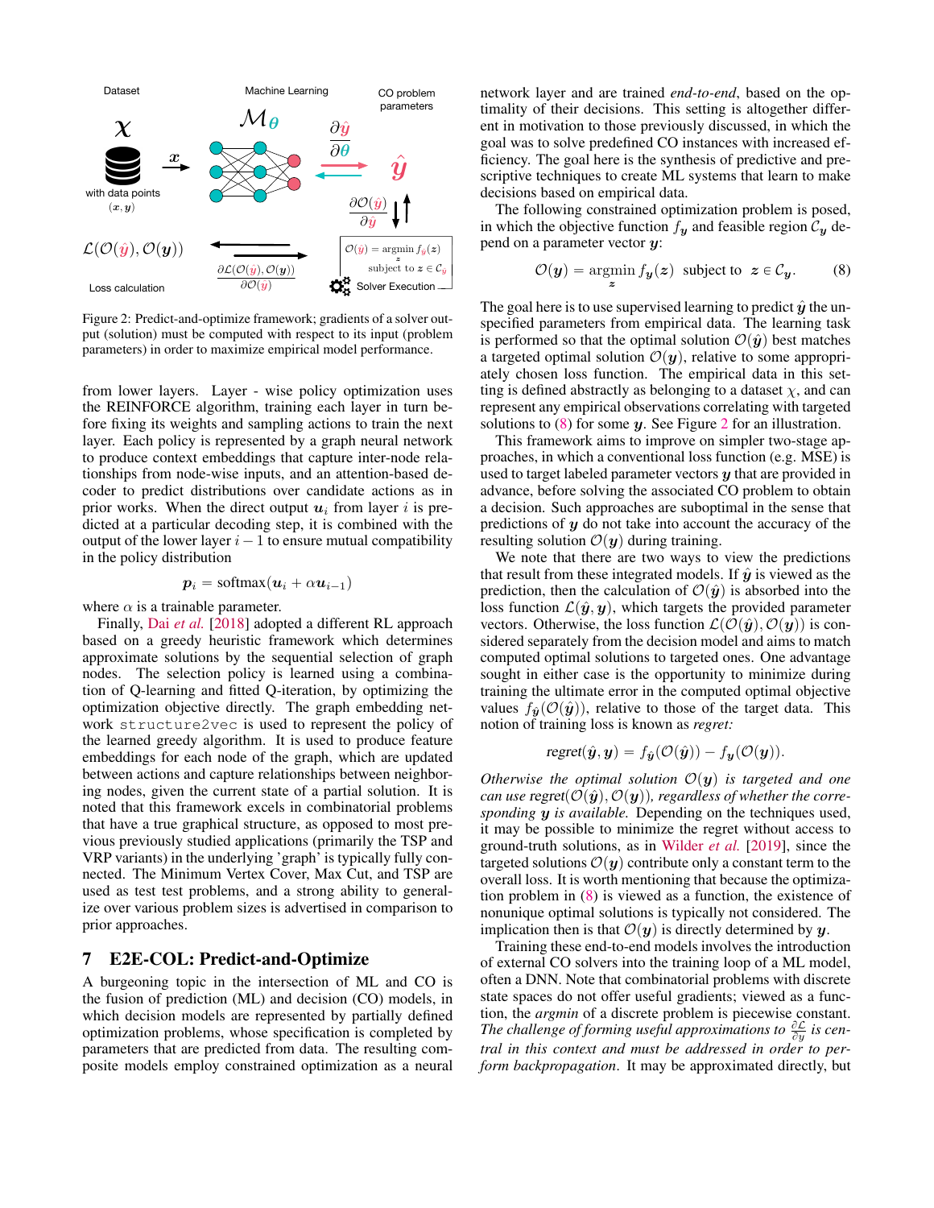Figure 2: Predict-and-optimize framework; gradients of a solver output (solution) must be computed with respect to its input (problem parameters) in order to maximize empirical model performance.

from lower layers. Layer - wise policy optimization uses the REINFORCE algorithm, training each layer in turn before fixing its weights and sampling actions to train the next layer. Each policy is represented by a graph neural network to produce context embeddings that capture inter-node relationships from node-wise inputs, and an attention-based decoder to predict distributions over candidate actions as in prior works. When the direct output $\boldsymbol{u}_i$ from layer $i$ is predicted at a particular decoding step, it is combined with the output of the lower layer $i-1$ to ensure mutual compatibility in the policy distribution

$$\boldsymbol{p}_i = \text{softmax}(\boldsymbol{u}_i + \alpha \boldsymbol{u}_{i-1})$$

where $\alpha$ is a trainable parameter.

Finally, Dai *et al.* [2018] adopted a different RL approach based on a greedy heuristic framework which determines approximate solutions by the sequential selection of graph nodes. The selection policy is learned using a combination of Q-learning and fitted Q-iteration, by optimizing the optimization objective directly. The graph embedding network `structure2vec` is used to represent the policy of the learned greedy algorithm. It is used to produce feature embeddings for each node of the graph, which are updated between actions and capture relationships between neighboring nodes, given the current state of a partial solution. It is noted that this framework excels in combinatorial problems that have a true graphical structure, as opposed to most previous studied applications (primarily the TSP and VRP variants) in the underlying 'graph' is typically fully connected. The Minimum Vertex Cover, Max Cut, and TSP are used as test test problems, and a strong ability to generalize over various problem sizes is advertised in comparison to prior approaches.

## 7 E2E-COL: Predict-and-Optimize

A burgeoning topic in the intersection of ML and CO is the fusion of prediction (ML) and decision (CO) models, in which decision models are represented by partially defined optimization problems, whose specification is completed by parameters that are predicted from data. The resulting composite models employ constrained optimization as a neural network layer and are trained *end-to-end*, based on the optimality of their decisions. This setting is altogether different in motivation to those previously discussed, in which the goal was to solve predefined CO instances with increased efficiency. The goal here is the synthesis of predictive and prescriptive techniques to create ML systems that learn to make decisions based on empirical data.

The following constrained optimization problem is posed, in which the objective function $f_{\boldsymbol{y}}$ and feasible region $\mathcal{C}_{\boldsymbol{y}}$ depend on a parameter vector $\boldsymbol{y}$:

$$\mathcal{O}(\boldsymbol{y}) = \underset{\boldsymbol{z}}{\operatorname{argmin}}\ f_{\boldsymbol{y}}(\boldsymbol{z}) \ \text{ subject to } \ \boldsymbol{z} \in \mathcal{C}_{\boldsymbol{y}}. \tag{8}$$

The goal here is to use supervised learning to predict $\hat{\boldsymbol{y}}$ the unspecified parameters from empirical data. The learning task is performed so that the optimal solution $\mathcal{O}(\hat{\boldsymbol{y}})$ best matches a targeted optimal solution $\mathcal{O}(\boldsymbol{y})$, relative to some appropriately chosen loss function. The empirical data in this setting is defined abstractly as belonging to a dataset $\chi$, and can represent any empirical observations correlating with targeted solutions to (8) for some $\boldsymbol{y}$. See Figure 2 for an illustration.

This framework aims to improve on simpler two-stage approaches, in which a conventional loss function (e.g. MSE) is used to target labeled parameter vectors $\boldsymbol{y}$ that are provided in advance, before solving the associated CO problem to obtain a decision. Such approaches are suboptimal in the sense that predictions of $\boldsymbol{y}$ do not take into account the accuracy of the resulting solution $\mathcal{O}(\boldsymbol{y})$ during training.

We note that there are two ways to view the predictions that result from these integrated models. If $\hat{\boldsymbol{y}}$ is viewed as the prediction, then the calculation of $\mathcal{O}(\hat{\boldsymbol{y}})$ is absorbed into the loss function $\mathcal{L}(\hat{\boldsymbol{y}}, \boldsymbol{y})$, which targets the provided parameter vectors. Otherwise, the loss function $\mathcal{L}(\mathcal{O}(\hat{\boldsymbol{y}}), \mathcal{O}(\boldsymbol{y}))$ is considered separately from the decision model and aims to match computed optimal solutions to targeted ones. One advantage sought in either case is the opportunity to minimize during training the ultimate error in the computed optimal objective values $f_{\hat{\boldsymbol{y}}}(\mathcal{O}(\hat{\boldsymbol{y}}))$, relative to those of the target data. This notion of training loss is known as *regret:*

$$\text{regret}(\hat{\boldsymbol{y}}, \boldsymbol{y}) = f_{\hat{\boldsymbol{y}}}(\mathcal{O}(\hat{\boldsymbol{y}})) - f_{\boldsymbol{y}}(\mathcal{O}(\boldsymbol{y})).$$

*Otherwise the optimal solution $\mathcal{O}(\boldsymbol{y})$ is targeted and one can use* regret$(\mathcal{O}(\hat{\boldsymbol{y}}), \mathcal{O}(\boldsymbol{y}))$*, regardless of whether the corresponding $\boldsymbol{y}$ is available.* Depending on the techniques used, it may be possible to minimize the regret without access to ground-truth solutions, as in Wilder *et al.* [2019], since the targeted solutions $\mathcal{O}(\boldsymbol{y})$ contribute only a constant term to the overall loss. It is worth mentioning that because the optimization problem in (8) is viewed as a function, the existence of nonunique optimal solutions is typically not considered. The implication then is that $\mathcal{O}(\boldsymbol{y})$ is directly determined by $\boldsymbol{y}$.

Training these end-to-end models involves the introduction of external CO solvers into the training loop of a ML model, often a DNN. Note that combinatorial problems with discrete state spaces do not offer useful gradients; viewed as a function, the *argmin* of a discrete problem is piecewise constant. *The challenge of forming useful approximations to $\frac{\partial \mathcal{L}}{\partial y}$ is central in this context and must be addressed in order to perform backpropagation*. It may be approximated directly, but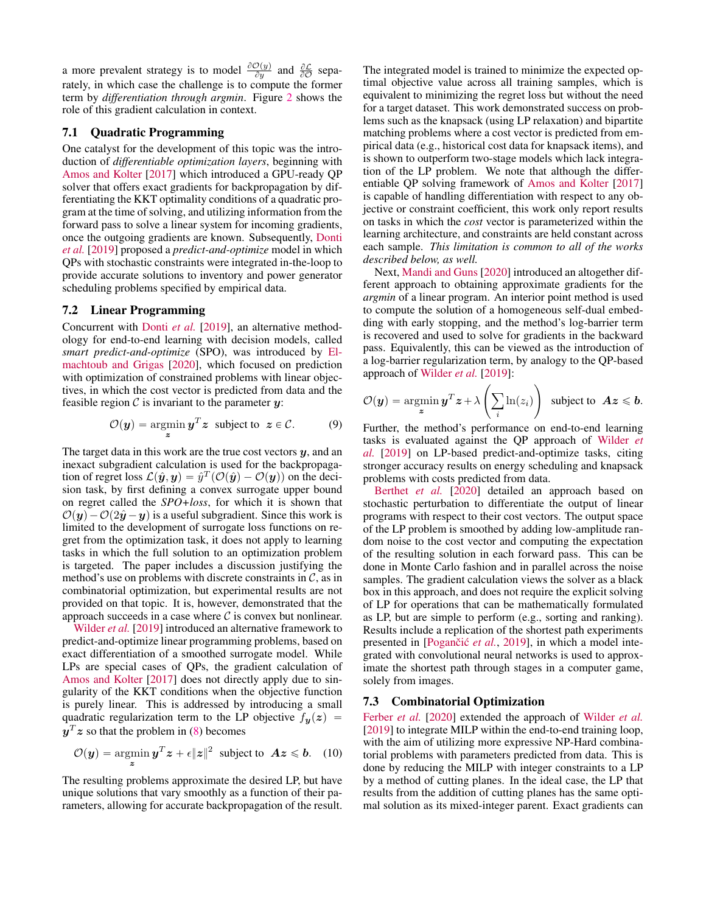a more prevalent strategy is to model $\frac{\partial \mathcal{O}(y)}{\partial y}$ and $\frac{\partial \mathcal{L}}{\partial \mathcal{O}}$ separately, in which case the challenge is to compute the former term by *differentiation through argmin*. Figure 2 shows the role of this gradient calculation in context.

### 7.1 Quadratic Programming

One catalyst for the development of this topic was the introduction of *differentiable optimization layers*, beginning with Amos and Kolter [2017] which introduced a GPU-ready QP solver that offers exact gradients for backpropagation by differentiating the KKT optimality conditions of a quadratic program at the time of solving, and utilizing information from the forward pass to solve a linear system for incoming gradients, once the outgoing gradients are known. Subsequently, Donti *et al.* [2019] proposed a *predict-and-optimize* model in which QPs with stochastic constraints were integrated in-the-loop to provide accurate solutions to inventory and power generator scheduling problems specified by empirical data.

### 7.2 Linear Programming

Concurrent with Donti *et al.* [2019], an alternative methodology for end-to-end learning with decision models, called *smart predict-and-optimize* (SPO), was introduced by Elmachtoub and Grigas [2020], which focused on prediction with optimization of constrained problems with linear objectives, in which the cost vector is predicted from data and the feasible region $\mathcal{C}$ is invariant to the parameter $\boldsymbol{y}$:

$$\mathcal{O}(\boldsymbol{y}) = \underset{\boldsymbol{z}}{\operatorname{argmin}}\, \boldsymbol{y}^T \boldsymbol{z} \;\; \text{subject to} \;\; \boldsymbol{z} \in \mathcal{C}. \tag{9}$$

The target data in this work are the true cost vectors $\boldsymbol{y}$, and an inexact subgradient calculation is used for the backpropagation of regret loss $\mathcal{L}(\hat{\boldsymbol{y}}, \boldsymbol{y}) = \hat{y}^T(\mathcal{O}(\hat{\boldsymbol{y}}) - \mathcal{O}(\boldsymbol{y}))$ on the decision task, by first defining a convex surrogate upper bound on regret called the *SPO+loss*, for which it is shown that $\mathcal{O}(\boldsymbol{y}) - \mathcal{O}(2\hat{\boldsymbol{y}} - \boldsymbol{y})$ is a useful subgradient. Since this work is limited to the development of surrogate loss functions on regret from the optimization task, it does not apply to learning tasks in which the full solution to an optimization problem is targeted. The paper includes a discussion justifying the method's use on problems with discrete constraints in $\mathcal{C}$, as in combinatorial optimization, but experimental results are not provided on that topic. It is, however, demonstrated that the approach succeeds in a case where $\mathcal{C}$ is convex but nonlinear.

Wilder *et al.* [2019] introduced an alternative framework to predict-and-optimize linear programming problems, based on exact differentiation of a smoothed surrogate model. While LPs are special cases of QPs, the gradient calculation of Amos and Kolter [2017] does not directly apply due to singularity of the KKT conditions when the objective function is purely linear. This is addressed by introducing a small quadratic regularization term to the LP objective $f_{\boldsymbol{y}}(\boldsymbol{z}) = \boldsymbol{y}^T \boldsymbol{z}$ so that the problem in (8) becomes

$$\mathcal{O}(\boldsymbol{y}) = \underset{\boldsymbol{z}}{\operatorname{argmin}}\, \boldsymbol{y}^T \boldsymbol{z} + \epsilon \|\boldsymbol{z}\|^2 \;\; \text{subject to} \;\; \boldsymbol{A}\boldsymbol{z} \leqslant \boldsymbol{b}. \tag{10}$$

The resulting problems approximate the desired LP, but have unique solutions that vary smoothly as a function of their parameters, allowing for accurate backpropagation of the result. The integrated model is trained to minimize the expected optimal objective value across all training samples, which is equivalent to minimizing the regret loss but without the need for a target dataset. This work demonstrated success on problems such as the knapsack (using LP relaxation) and bipartite matching problems where a cost vector is predicted from empirical data (e.g., historical cost data for knapsack items), and is shown to outperform two-stage models which lack integration of the LP problem. We note that although the differentiable QP solving framework of Amos and Kolter [2017] is capable of handling differentiation with respect to any objective or constraint coefficient, this work only report results on tasks in which the *cost* vector is parameterized within the learning architecture, and constraints are held constant across each sample. *This limitation is common to all of the works described below, as well.*

Next, Mandi and Guns [2020] introduced an altogether different approach to obtaining approximate gradients for the *argmin* of a linear program. An interior point method is used to compute the solution of a homogeneous self-dual embedding with early stopping, and the method's log-barrier term is recovered and used to solve for gradients in the backward pass. Equivalently, this can be viewed as the introduction of a log-barrier regularization term, by analogy to the QP-based approach of Wilder *et al.* [2019]:

$$\mathcal{O}(\boldsymbol{y}) = \underset{\boldsymbol{z}}{\operatorname{argmin}}\, \boldsymbol{y}^T \boldsymbol{z} + \lambda \left( \sum_i \ln(z_i) \right) \;\; \text{subject to} \;\; \boldsymbol{A}\boldsymbol{z} \leqslant \boldsymbol{b}.$$

Further, the method's performance on end-to-end learning tasks is evaluated against the QP approach of Wilder *et al.* [2019] on LP-based predict-and-optimize tasks, citing stronger accuracy results on energy scheduling and knapsack problems with costs predicted from data.

Berthet *et al.* [2020] detailed an approach based on stochastic perturbation to differentiate the output of linear programs with respect to their cost vectors. The output space of the LP problem is smoothed by adding low-amplitude random noise to the cost vector and computing the expectation of the resulting solution in each forward pass. This can be done in Monte Carlo fashion and in parallel across the noise samples. The gradient calculation views the solver as a black box in this approach, and does not require the explicit solving of LP for operations that can be mathematically formulated as LP, but are simple to perform (e.g., sorting and ranking). Results include a replication of the shortest path experiments presented in [Pogančić *et al.*, 2019], in which a model integrated with convolutional neural networks is used to approximate the shortest path through stages in a computer game, solely from images.

### 7.3 Combinatorial Optimization

Ferber *et al.* [2020] extended the approach of Wilder *et al.* [2019] to integrate MILP within the end-to-end training loop, with the aim of utilizing more expressive NP-Hard combinatorial problems with parameters predicted from data. This is done by reducing the MILP with integer constraints to a LP by a method of cutting planes. In the ideal case, the LP that results from the addition of cutting planes has the same optimal solution as its mixed-integer parent. Exact gradients can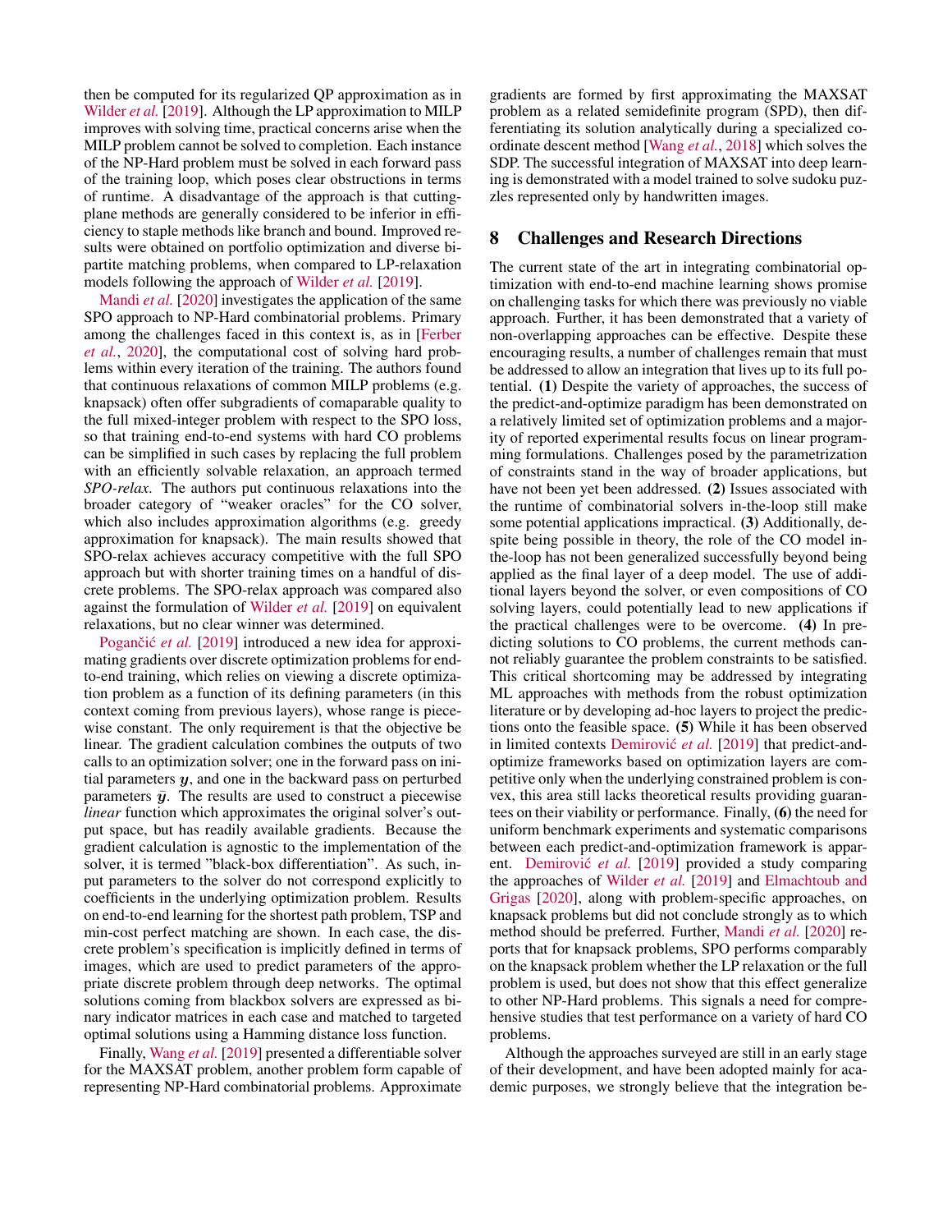then be computed for its regularized QP approximation as in Wilder *et al.* [2019]. Although the LP approximation to MILP improves with solving time, practical concerns arise when the MILP problem cannot be solved to completion. Each instance of the NP-Hard problem must be solved in each forward pass of the training loop, which poses clear obstructions in terms of runtime. A disadvantage of the approach is that cutting-plane methods are generally considered to be inferior in efficiency to staple methods like branch and bound. Improved results were obtained on portfolio optimization and diverse bipartite matching problems, when compared to LP-relaxation models following the approach of Wilder *et al.* [2019].

Mandi *et al.* [2020] investigates the application of the same SPO approach to NP-Hard combinatorial problems. Primary among the challenges faced in this context is, as in [Ferber *et al.*, 2020], the computational cost of solving hard problems within every iteration of the training. The authors found that continuous relaxations of common MILP problems (e.g. knapsack) often offer subgradients of comaparable quality to the full mixed-integer problem with respect to the SPO loss, so that training end-to-end systems with hard CO problems can be simplified in such cases by replacing the full problem with an efficiently solvable relaxation, an approach termed *SPO-relax*. The authors put continuous relaxations into the broader category of "weaker oracles" for the CO solver, which also includes approximation algorithms (e.g. greedy approximation for knapsack). The main results showed that SPO-relax achieves accuracy competitive with the full SPO approach but with shorter training times on a handful of discrete problems. The SPO-relax approach was compared also against the formulation of Wilder *et al.* [2019] on equivalent relaxations, but no clear winner was determined.

Pogančić *et al.* [2019] introduced a new idea for approximating gradients over discrete optimization problems for end-to-end training, which relies on viewing a discrete optimization problem as a function of its defining parameters (in this context coming from previous layers), whose range is piecewise constant. The only requirement is that the objective be linear. The gradient calculation combines the outputs of two calls to an optimization solver; one in the forward pass on initial parameters $\boldsymbol{y}$, and one in the backward pass on perturbed parameters $\bar{\boldsymbol{y}}$. The results are used to construct a piecewise *linear* function which approximates the original solver's output space, but has readily available gradients. Because the gradient calculation is agnostic to the implementation of the solver, it is termed "black-box differentiation". As such, input parameters to the solver do not correspond explicitly to coefficients in the underlying optimization problem. Results on end-to-end learning for the shortest path problem, TSP and min-cost perfect matching are shown. In each case, the discrete problem's specification is implicitly defined in terms of images, which are used to predict parameters of the appropriate discrete problem through deep networks. The optimal solutions coming from blackbox solvers are expressed as binary indicator matrices in each case and matched to targeted optimal solutions using a Hamming distance loss function.

Finally, Wang *et al.* [2019] presented a differentiable solver for the MAXSAT problem, another problem form capable of representing NP-Hard combinatorial problems. Approximate gradients are formed by first approximating the MAXSAT problem as a related semidefinite program (SPD), then differentiating its solution analytically during a specialized coordinate descent method [Wang *et al.*, 2018] which solves the SDP. The successful integration of MAXSAT into deep learning is demonstrated with a model trained to solve sudoku puzzles represented only by handwritten images.

## 8 Challenges and Research Directions

The current state of the art in integrating combinatorial optimization with end-to-end machine learning shows promise on challenging tasks for which there was previously no viable approach. Further, it has been demonstrated that a variety of non-overlapping approaches can be effective. Despite these encouraging results, a number of challenges remain that must be addressed to allow an integration that lives up to its full potential. **(1)** Despite the variety of approaches, the success of the predict-and-optimize paradigm has been demonstrated on a relatively limited set of optimization problems and a majority of reported experimental results focus on linear programming formulations. Challenges posed by the parametrization of constraints stand in the way of broader applications, but have not been yet been addressed. **(2)** Issues associated with the runtime of combinatorial solvers in-the-loop still make some potential applications impractical. **(3)** Additionally, despite being possible in theory, the role of the CO model in-the-loop has not been generalized successfully beyond being applied as the final layer of a deep model. The use of additional layers beyond the solver, or even compositions of CO solving layers, could potentially lead to new applications if the practical challenges were to be overcome. **(4)** In predicting solutions to CO problems, the current methods cannot reliably guarantee the problem constraints to be satisfied. This critical shortcoming may be addressed by integrating ML approaches with methods from the robust optimization literature or by developing ad-hoc layers to project the predictions onto the feasible space. **(5)** While it has been observed in limited contexts Demirović *et al.* [2019] that predict-and-optimize frameworks based on optimization layers are competitive only when the underlying constrained problem is convex, this area still lacks theoretical results providing guarantees on their viability or performance. Finally, **(6)** the need for uniform benchmark experiments and systematic comparisons between each predict-and-optimization framework is apparent. Demirović *et al.* [2019] provided a study comparing the approaches of Wilder *et al.* [2019] and Elmachtoub and Grigas [2020], along with problem-specific approaches, on knapsack problems but did not conclude strongly as to which method should be preferred. Further, Mandi *et al.* [2020] reports that for knapsack problems, SPO performs comparably on the knapsack problem whether the LP relaxation or the full problem is used, but does not show that this effect generalize to other NP-Hard problems. This signals a need for comprehensive studies that test performance on a variety of hard CO problems.

Although the approaches surveyed are still in an early stage of their development, and have been adopted mainly for academic purposes, we strongly believe that the integration be-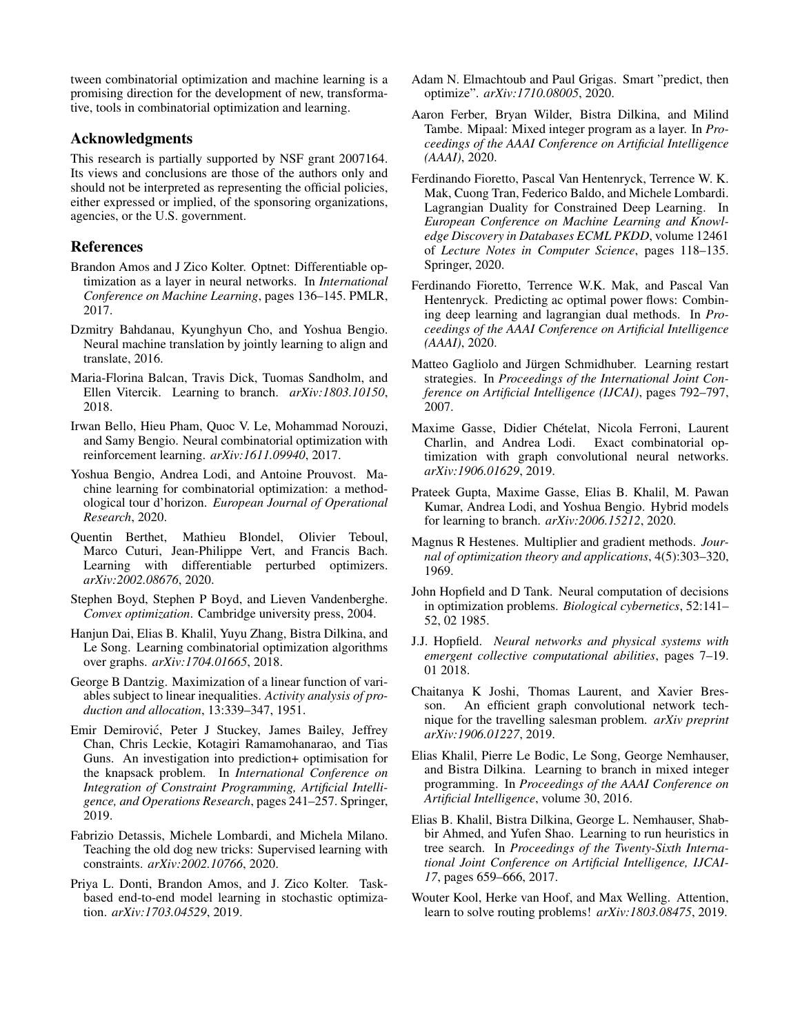tween combinatorial optimization and machine learning is a promising direction for the development of new, transformative, tools in combinatorial optimization and learning.

## Acknowledgments

This research is partially supported by NSF grant 2007164. Its views and conclusions are those of the authors only and should not be interpreted as representing the official policies, either expressed or implied, of the sponsoring organizations, agencies, or the U.S. government.

## References

Brandon Amos and J Zico Kolter. Optnet: Differentiable optimization as a layer in neural networks. In *International Conference on Machine Learning*, pages 136–145. PMLR, 2017.

Dzmitry Bahdanau, Kyunghyun Cho, and Yoshua Bengio. Neural machine translation by jointly learning to align and translate, 2016.

Maria-Florina Balcan, Travis Dick, Tuomas Sandholm, and Ellen Vitercik. Learning to branch. *arXiv:1803.10150*, 2018.

Irwan Bello, Hieu Pham, Quoc V. Le, Mohammad Norouzi, and Samy Bengio. Neural combinatorial optimization with reinforcement learning. *arXiv:1611.09940*, 2017.

Yoshua Bengio, Andrea Lodi, and Antoine Prouvost. Machine learning for combinatorial optimization: a methodological tour d'horizon. *European Journal of Operational Research*, 2020.

Quentin Berthet, Mathieu Blondel, Olivier Teboul, Marco Cuturi, Jean-Philippe Vert, and Francis Bach. Learning with differentiable perturbed optimizers. *arXiv:2002.08676*, 2020.

Stephen Boyd, Stephen P Boyd, and Lieven Vandenberghe. *Convex optimization*. Cambridge university press, 2004.

Hanjun Dai, Elias B. Khalil, Yuyu Zhang, Bistra Dilkina, and Le Song. Learning combinatorial optimization algorithms over graphs. *arXiv:1704.01665*, 2018.

George B Dantzig. Maximization of a linear function of variables subject to linear inequalities. *Activity analysis of production and allocation*, 13:339–347, 1951.

Emir Demirović, Peter J Stuckey, James Bailey, Jeffrey Chan, Chris Leckie, Kotagiri Ramamohanarao, and Tias Guns. An investigation into prediction+ optimisation for the knapsack problem. In *International Conference on Integration of Constraint Programming, Artificial Intelligence, and Operations Research*, pages 241–257. Springer, 2019.

Fabrizio Detassis, Michele Lombardi, and Michela Milano. Teaching the old dog new tricks: Supervised learning with constraints. *arXiv:2002.10766*, 2020.

Priya L. Donti, Brandon Amos, and J. Zico Kolter. Task-based end-to-end model learning in stochastic optimization. *arXiv:1703.04529*, 2019.

Adam N. Elmachtoub and Paul Grigas. Smart "predict, then optimize". *arXiv:1710.08005*, 2020.

Aaron Ferber, Bryan Wilder, Bistra Dilkina, and Milind Tambe. Mipaal: Mixed integer program as a layer. In *Proceedings of the AAAI Conference on Artificial Intelligence (AAAI)*, 2020.

Ferdinando Fioretto, Pascal Van Hentenryck, Terrence W. K. Mak, Cuong Tran, Federico Baldo, and Michele Lombardi. Lagrangian Duality for Constrained Deep Learning. In *European Conference on Machine Learning and Knowledge Discovery in Databases ECML PKDD*, volume 12461 of *Lecture Notes in Computer Science*, pages 118–135. Springer, 2020.

Ferdinando Fioretto, Terrence W.K. Mak, and Pascal Van Hentenryck. Predicting ac optimal power flows: Combining deep learning and lagrangian dual methods. In *Proceedings of the AAAI Conference on Artificial Intelligence (AAAI)*, 2020.

Matteo Gagliolo and Jürgen Schmidhuber. Learning restart strategies. In *Proceedings of the International Joint Conference on Artificial Intelligence (IJCAI)*, pages 792–797, 2007.

Maxime Gasse, Didier Chételat, Nicola Ferroni, Laurent Charlin, and Andrea Lodi. Exact combinatorial optimization with graph convolutional neural networks. *arXiv:1906.01629*, 2019.

Prateek Gupta, Maxime Gasse, Elias B. Khalil, M. Pawan Kumar, Andrea Lodi, and Yoshua Bengio. Hybrid models for learning to branch. *arXiv:2006.15212*, 2020.

Magnus R Hestenes. Multiplier and gradient methods. *Journal of optimization theory and applications*, 4(5):303–320, 1969.

John Hopfield and D Tank. Neural computation of decisions in optimization problems. *Biological cybernetics*, 52:141–52, 02 1985.

J.J. Hopfield. *Neural networks and physical systems with emergent collective computational abilities*, pages 7–19. 01 2018.

Chaitanya K Joshi, Thomas Laurent, and Xavier Bresson. An efficient graph convolutional network technique for the travelling salesman problem. *arXiv preprint arXiv:1906.01227*, 2019.

Elias Khalil, Pierre Le Bodic, Le Song, George Nemhauser, and Bistra Dilkina. Learning to branch in mixed integer programming. In *Proceedings of the AAAI Conference on Artificial Intelligence*, volume 30, 2016.

Elias B. Khalil, Bistra Dilkina, George L. Nemhauser, Shabbir Ahmed, and Yufen Shao. Learning to run heuristics in tree search. In *Proceedings of the Twenty-Sixth International Joint Conference on Artificial Intelligence, IJCAI-17*, pages 659–666, 2017.

Wouter Kool, Herke van Hoof, and Max Welling. Attention, learn to solve routing problems! *arXiv:1803.08475*, 2019.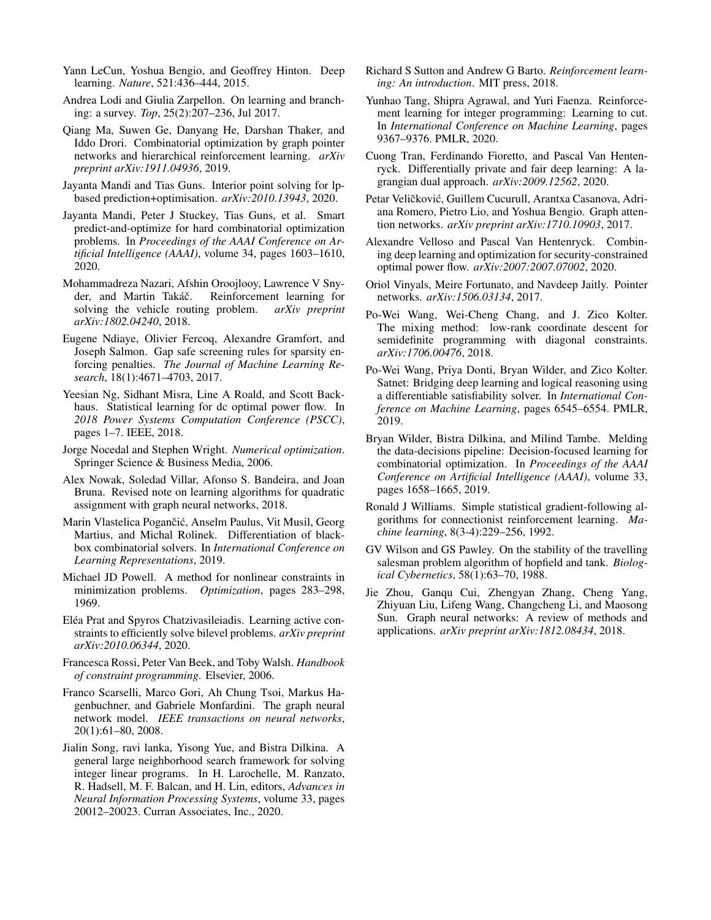Yann LeCun, Yoshua Bengio, and Geoffrey Hinton. Deep learning. *Nature*, 521:436–444, 2015.

Andrea Lodi and Giulia Zarpellon. On learning and branching: a survey. *Top*, 25(2):207–236, Jul 2017.

Qiang Ma, Suwen Ge, Danyang He, Darshan Thaker, and Iddo Drori. Combinatorial optimization by graph pointer networks and hierarchical reinforcement learning. *arXiv preprint arXiv:1911.04936*, 2019.

Jayanta Mandi and Tias Guns. Interior point solving for lp-based prediction+optimisation. *arXiv:2010.13943*, 2020.

Jayanta Mandi, Peter J Stuckey, Tias Guns, et al. Smart predict-and-optimize for hard combinatorial optimization problems. In *Proceedings of the AAAI Conference on Artificial Intelligence (AAAI)*, volume 34, pages 1603–1610, 2020.

Mohammadreza Nazari, Afshin Oroojlooy, Lawrence V Snyder, and Martin Takáč. Reinforcement learning for solving the vehicle routing problem. *arXiv preprint arXiv:1802.04240*, 2018.

Eugene Ndiaye, Olivier Fercoq, Alexandre Gramfort, and Joseph Salmon. Gap safe screening rules for sparsity enforcing penalties. *The Journal of Machine Learning Research*, 18(1):4671–4703, 2017.

Yeesian Ng, Sidhant Misra, Line A Roald, and Scott Backhaus. Statistical learning for dc optimal power flow. In *2018 Power Systems Computation Conference (PSCC)*, pages 1–7. IEEE, 2018.

Jorge Nocedal and Stephen Wright. *Numerical optimization*. Springer Science & Business Media, 2006.

Alex Nowak, Soledad Villar, Afonso S. Bandeira, and Joan Bruna. Revised note on learning algorithms for quadratic assignment with graph neural networks, 2018.

Marin Vlastelica Pogančić, Anselm Paulus, Vit Musil, Georg Martius, and Michal Rolinek. Differentiation of blackbox combinatorial solvers. In *International Conference on Learning Representations*, 2019.

Michael JD Powell. A method for nonlinear constraints in minimization problems. *Optimization*, pages 283–298, 1969.

Eléa Prat and Spyros Chatzivasileiadis. Learning active constraints to efficiently solve bilevel problems. *arXiv preprint arXiv:2010.06344*, 2020.

Francesca Rossi, Peter Van Beek, and Toby Walsh. *Handbook of constraint programming*. Elsevier, 2006.

Franco Scarselli, Marco Gori, Ah Chung Tsoi, Markus Hagenbuchner, and Gabriele Monfardini. The graph neural network model. *IEEE transactions on neural networks*, 20(1):61–80, 2008.

Jialin Song, ravi lanka, Yisong Yue, and Bistra Dilkina. A general large neighborhood search framework for solving integer linear programs. In H. Larochelle, M. Ranzato, R. Hadsell, M. F. Balcan, and H. Lin, editors, *Advances in Neural Information Processing Systems*, volume 33, pages 20012–20023. Curran Associates, Inc., 2020.

Richard S Sutton and Andrew G Barto. *Reinforcement learning: An introduction*. MIT press, 2018.

Yunhao Tang, Shipra Agrawal, and Yuri Faenza. Reinforcement learning for integer programming: Learning to cut. In *International Conference on Machine Learning*, pages 9367–9376. PMLR, 2020.

Cuong Tran, Ferdinando Fioretto, and Pascal Van Hentenryck. Differentially private and fair deep learning: A lagrangian dual approach. *arXiv:2009.12562*, 2020.

Petar Veličković, Guillem Cucurull, Arantxa Casanova, Adriana Romero, Pietro Lio, and Yoshua Bengio. Graph attention networks. *arXiv preprint arXiv:1710.10903*, 2017.

Alexandre Velloso and Pascal Van Hentenryck. Combining deep learning and optimization for security-constrained optimal power flow. *arXiv:2007:2007.07002*, 2020.

Oriol Vinyals, Meire Fortunato, and Navdeep Jaitly. Pointer networks. *arXiv:1506.03134*, 2017.

Po-Wei Wang, Wei-Cheng Chang, and J. Zico Kolter. The mixing method: low-rank coordinate descent for semidefinite programming with diagonal constraints. *arXiv:1706.00476*, 2018.

Po-Wei Wang, Priya Donti, Bryan Wilder, and Zico Kolter. Satnet: Bridging deep learning and logical reasoning using a differentiable satisfiability solver. In *International Conference on Machine Learning*, pages 6545–6554. PMLR, 2019.

Bryan Wilder, Bistra Dilkina, and Milind Tambe. Melding the data-decisions pipeline: Decision-focused learning for combinatorial optimization. In *Proceedings of the AAAI Conference on Artificial Intelligence (AAAI)*, volume 33, pages 1658–1665, 2019.

Ronald J Williams. Simple statistical gradient-following algorithms for connectionist reinforcement learning. *Machine learning*, 8(3-4):229–256, 1992.

GV Wilson and GS Pawley. On the stability of the travelling salesman problem algorithm of hopfield and tank. *Biological Cybernetics*, 58(1):63–70, 1988.

Jie Zhou, Ganqu Cui, Zhengyan Zhang, Cheng Yang, Zhiyuan Liu, Lifeng Wang, Changcheng Li, and Maosong Sun. Graph neural networks: A review of methods and applications. *arXiv preprint arXiv:1812.08434*, 2018.